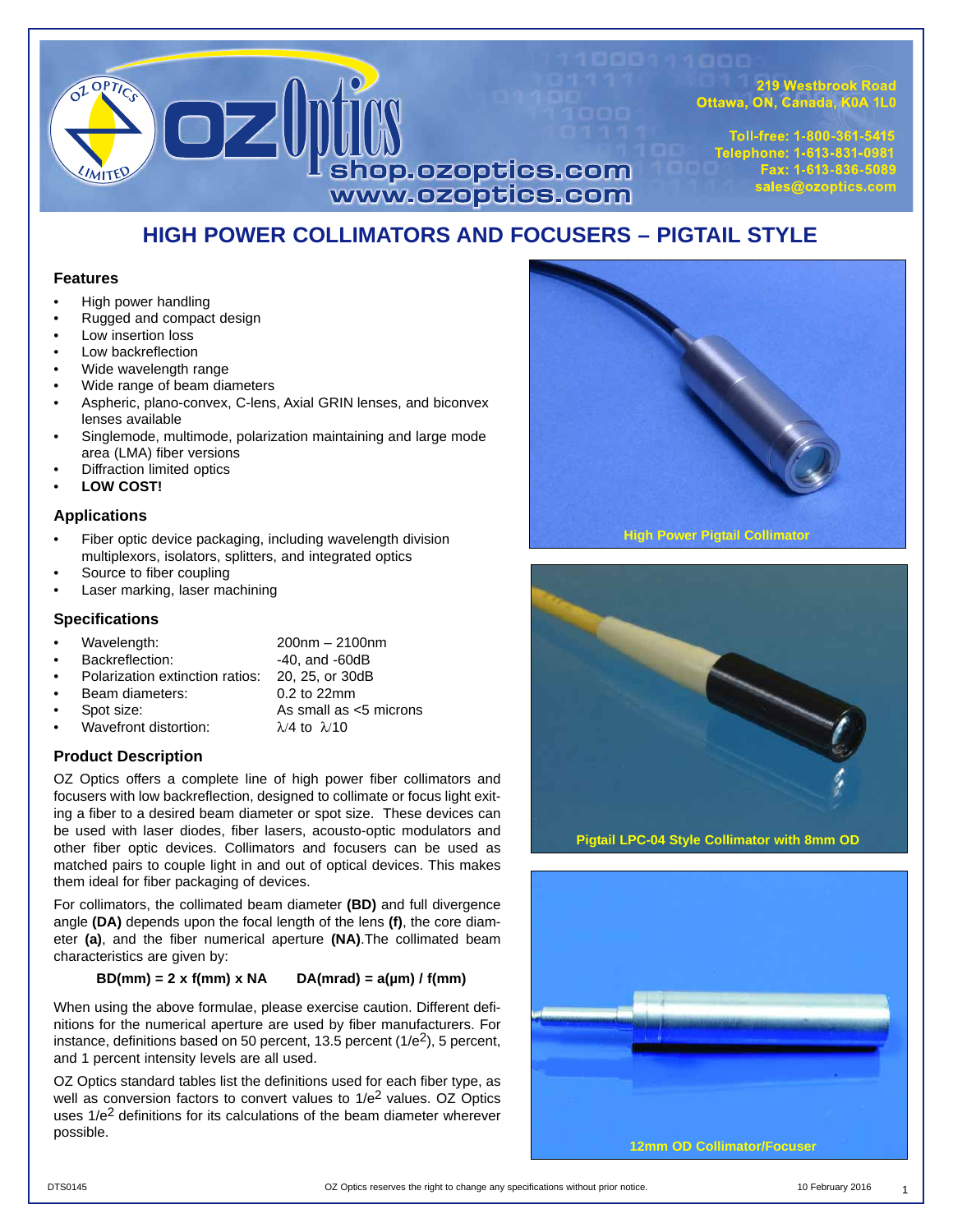# HIGH POWER COLLIMATORS AND FOCUSERS – PIGTAIL STYLE

## Features

- High power handling
- Rugged and compact design
- Low insertion loss
- Low backreflection
- Wide wavelength range
- Wide range of beam diameters
- Aspheric, plano-convex, C-lens, Axial GRIN lenses, and biconvex lenses available
- Singlemode, multimode, polarization maintaining and large mode area (LMA) fiber versions
- Diffraction limited optics
- **LOW COST!**

## Applications

- Fiber optic device packaging, including wavelength division multiplexors, isolators, splitters, and integrated optics
- Source to fiber coupling
- Laser marking, laser machining

## Specifications

- Wavelength: 200nm – 2100nm
- Backreflection: -40, and -60dB
- Polarization extinction ratios: 20, 25, or 30dB
- Beam diameters: 0.2 to 22mm
- Spot size: As small as <5 microns
- Wavefront distortion: $\lambda/4$ to $\lambda/10$

## Product Description

OZ Optics offers a complete line of high power fiber collimators and focusers with low backreflection, designed to collimate or focus light exiting a fiber to a desired beam diameter or spot size. These devices can be used with laser diodes, fiber lasers, acousto-optic modulators and other fiber optic devices. Collimators and focusers can be used as matched pairs to couple light in and out of optical devices. This makes them ideal for fiber packaging of devices.

For collimators, the collimated beam diameter **(BD)** and full divergence angle **(DA)** depends upon the focal length of the lens **(f)**, the core diameter **(a)**, and the fiber numerical aperture **(NA)**.The collimated beam characteristics are given by:

$$BD(mm) = 2 \times f(mm) \times NA \qquad DA(mrad) = a(\mu m) / f(mm)$$

When using the above formulae, please exercise caution. Different definitions for the numerical aperture are used by fiber manufacturers. For instance, definitions based on 50 percent, 13.5 percent ($1/e^2$), 5 percent, and 1 percent intensity levels are all used.

OZ Optics standard tables list the definitions used for each fiber type, as well as conversion factors to convert values to $1/e^2$ values. OZ Optics uses $1/e^2$ definitions for its calculations of the beam diameter wherever possible.

High Power Pigtail Collimator

Pigtail LPC-04 Style Collimator with 8mm OD

12mm OD Collimator/Focuser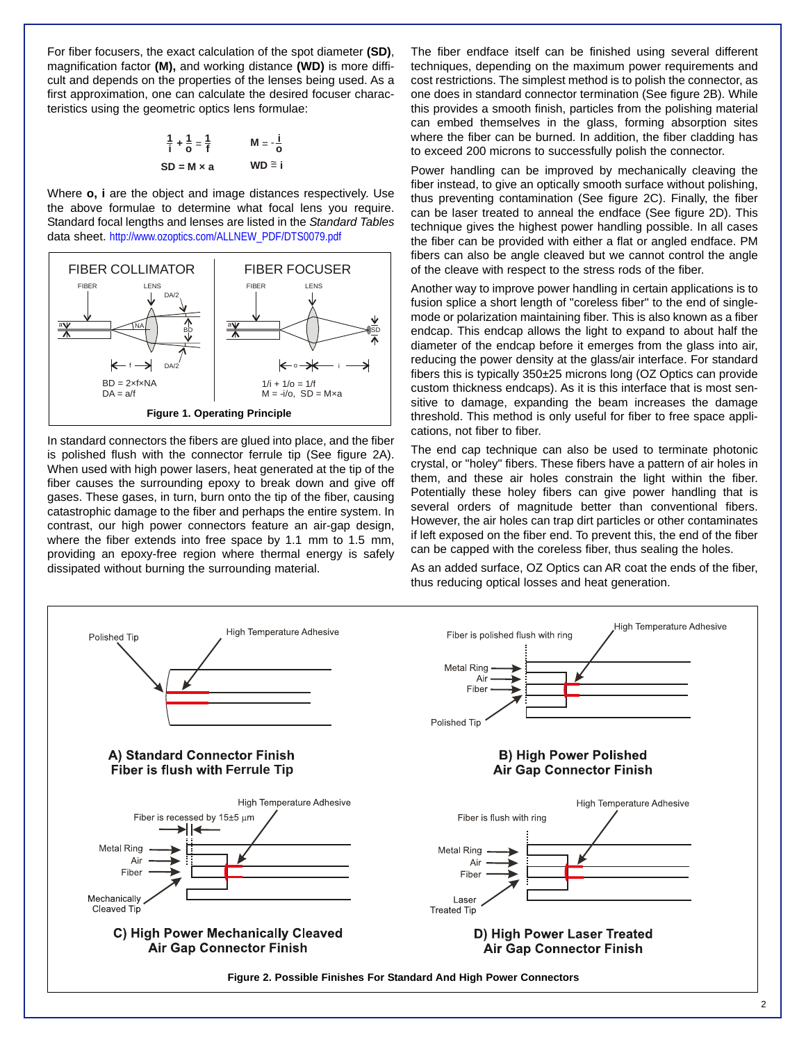For fiber focusers, the exact calculation of the spot diameter **(SD)**, magnification factor **(M),** and working distance **(WD)** is more difficult and depends on the properties of the lenses being used. As a first approximation, one can calculate the desired focuser characteristics using the geometric optics lens formulae:

$$\frac{1}{i} + \frac{1}{o} = \frac{1}{f} \qquad M = -\frac{i}{o}$$

$$SD = M \times a \qquad WD \cong i$$

Where **o, i** are the object and image distances respectively. Use the above formulae to determine what focal lens you require. Standard focal lengths and lenses are listed in the *Standard Tables* data sheet. http://www.ozoptics.com/ALLNEW_PDF/DTS0079.pdf

FIBER COLLIMATOR: BD = 2×f×NA, DA = a/f

FIBER FOCUSER: 1/i + 1/o = 1/f, M = -i/o, SD = M×a

**Figure 1. Operating Principle**

In standard connectors the fibers are glued into place, and the fiber is polished flush with the connector ferrule tip (See figure 2A). When used with high power lasers, heat generated at the tip of the fiber causes the surrounding epoxy to break down and give off gases. These gases, in turn, burn onto the tip of the fiber, causing catastrophic damage to the fiber and perhaps the entire system. In contrast, our high power connectors feature an air-gap design, where the fiber extends into free space by 1.1 mm to 1.5 mm, providing an epoxy-free region where thermal energy is safely dissipated without burning the surrounding material.

The fiber endface itself can be finished using several different techniques, depending on the maximum power requirements and cost restrictions. The simplest method is to polish the connector, as one does in standard connector termination (See figure 2B). While this provides a smooth finish, particles from the polishing material can embed themselves in the glass, forming absorption sites where the fiber can be burned. In addition, the fiber cladding has to exceed 200 microns to successfully polish the connector.

Power handling can be improved by mechanically cleaving the fiber instead, to give an optically smooth surface without polishing, thus preventing contamination (See figure 2C). Finally, the fiber can be laser treated to anneal the endface (See figure 2D). This technique gives the highest power handling possible. In all cases the fiber can be provided with either a flat or angled endface. PM fibers can also be angle cleaved but we cannot control the angle of the cleave with respect to the stress rods of the fiber.

Another way to improve power handling in certain applications is to fusion splice a short length of "coreless fiber" to the end of single-mode or polarization maintaining fiber. This is also known as a fiber endcap. This endcap allows the light to expand to about half the diameter of the endcap before it emerges from the glass into air, reducing the power density at the glass/air interface. For standard fibers this is typically 350±25 microns long (OZ Optics can provide custom thickness endcaps). As it is this interface that is most sensitive to damage, expanding the beam increases the damage threshold. This method is only useful for fiber to free space applications, not fiber to fiber.

The end cap technique can also be used to terminate photonic crystal, or "holey" fibers. These fibers have a pattern of air holes in them, and these air holes constrain the light within the fiber. Potentially these holey fibers can give power handling that is several orders of magnitude better than conventional fibers. However, the air holes can trap dirt particles or other contaminates if left exposed on the fiber end. To prevent this, the end of the fiber can be capped with the coreless fiber, thus sealing the holes.

As an added surface, OZ Optics can AR coat the ends of the fiber, thus reducing optical losses and heat generation.

**A) Standard Connector Finish Fiber is flush with Ferrule Tip**

**B) High Power Polished Air Gap Connector Finish**

**C) High Power Mechanically Cleaved Air Gap Connector Finish**

**D) High Power Laser Treated Air Gap Connector Finish**

**Figure 2. Possible Finishes For Standard And High Power Connectors**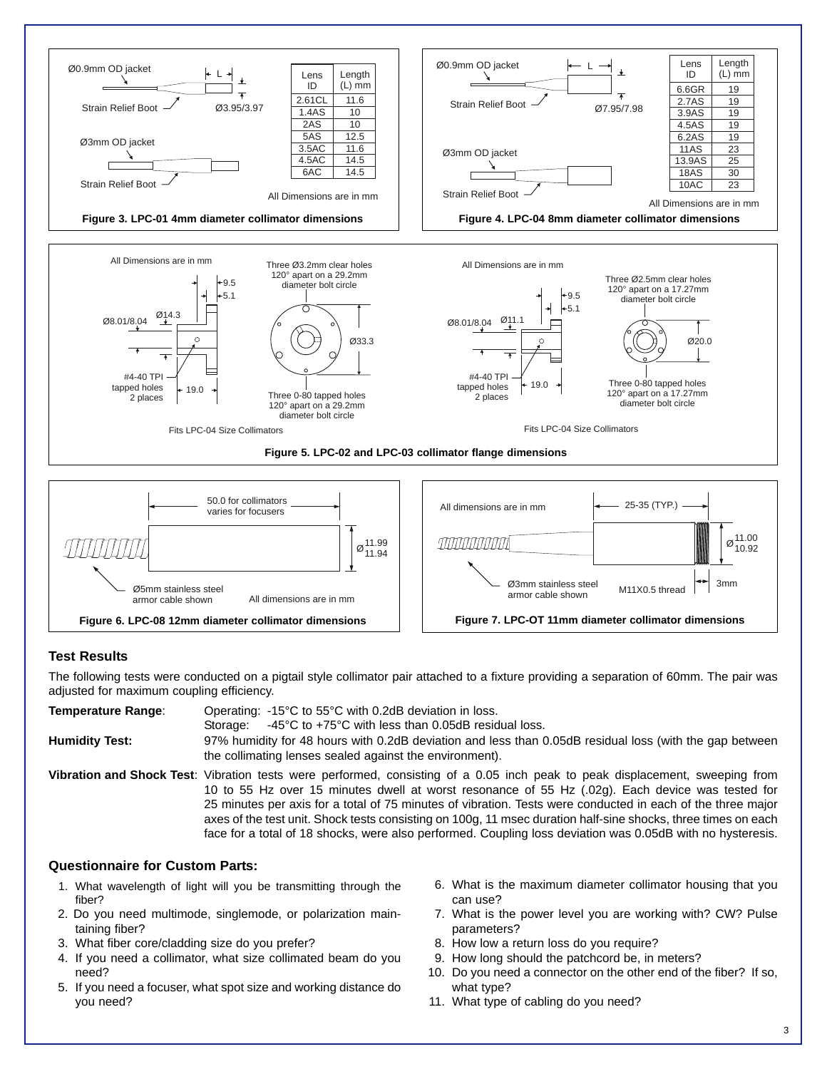Ø0.9mm OD jacket

Strain Relief Boot

Ø3.95/3.97

Ø3mm OD jacket

Strain Relief Boot

| Lens ID | Length (L) mm |
| --- | --- |
| 2.61CL | 11.6 |
| 1.4AS | 10 |
| 2AS | 10 |
| 5AS | 12.5 |
| 3.5AC | 11.6 |
| 4.5AC | 14.5 |
| 6AC | 14.5 |

All Dimensions are in mm

**Figure 3. LPC-01 4mm diameter collimator dimensions**

Ø0.9mm OD jacket

Strain Relief Boot

Ø7.95/7.98

Ø3mm OD jacket

Strain Relief Boot

| Lens ID | Length (L) mm |
| --- | --- |
| 6.6GR | 19 |
| 2.7AS | 19 |
| 3.9AS | 19 |
| 4.5AS | 19 |
| 6.2AS | 19 |
| 11AS | 23 |
| 13.9AS | 25 |
| 18AS | 30 |
| 10AC | 23 |

All Dimensions are in mm

**Figure 4. LPC-04 8mm diameter collimator dimensions**

All Dimensions are in mm

Three Ø3.2mm clear holes 120° apart on a 29.2mm diameter bolt circle

Ø8.01/8.04 Ø14.3 9.5 5.1 Ø33.3

#4-40 TPI tapped holes 2 places 19.0

Three 0-80 tapped holes 120° apart on a 29.2mm diameter bolt circle

Fits LPC-04 Size Collimators

All Dimensions are in mm

Three Ø2.5mm clear holes 120° apart on a 17.27mm diameter bolt circle

Ø8.01/8.04 Ø11.1 9.5 5.1 Ø20.0

#4-40 TPI tapped holes 2 places 19.0

Three 0-80 tapped holes 120° apart on a 17.27mm diameter bolt circle

Fits LPC-04 Size Collimators

**Figure 5. LPC-02 and LPC-03 collimator flange dimensions**

50.0 for collimators varies for focusers

Ø 11.99/11.94

Ø5mm stainless steel armor cable shown

All dimensions are in mm

**Figure 6. LPC-08 12mm diameter collimator dimensions**

All dimensions are in mm

25-35 (TYP.)

Ø 11.00/10.92

Ø3mm stainless steel armor cable shown

M11X0.5 thread

3mm

**Figure 7. LPC-OT 11mm diameter collimator dimensions**

## Test Results

The following tests were conducted on a pigtail style collimator pair attached to a fixture providing a separation of 60mm. The pair was adjusted for maximum coupling efficiency.

**Temperature Range**: Operating: -15°C to 55°C with 0.2dB deviation in loss.
Storage: -45°C to +75°C with less than 0.05dB residual loss.

**Humidity Test:** 97% humidity for 48 hours with 0.2dB deviation and less than 0.05dB residual loss (with the gap between the collimating lenses sealed against the environment).

**Vibration and Shock Test**: Vibration tests were performed, consisting of a 0.05 inch peak to peak displacement, sweeping from 10 to 55 Hz over 15 minutes dwell at worst resonance of 55 Hz (.02g). Each device was tested for 25 minutes per axis for a total of 75 minutes of vibration. Tests were conducted in each of the three major axes of the test unit. Shock tests consisting on 100g, 11 msec duration half-sine shocks, three times on each face for a total of 18 shocks, were also performed. Coupling loss deviation was 0.05dB with no hysteresis.

## Questionnaire for Custom Parts:

1. What wavelength of light will you be transmitting through the fiber?
2. Do you need multimode, singlemode, or polarization maintaining fiber?
3. What fiber core/cladding size do you prefer?
4. If you need a collimator, what size collimated beam do you need?
5. If you need a focuser, what spot size and working distance do you need?
6. What is the maximum diameter collimator housing that you can use?
7. What is the power level you are working with? CW? Pulse parameters?
8. How low a return loss do you require?
9. How long should the patchcord be, in meters?
10. Do you need a connector on the other end of the fiber? If so, what type?
11. What type of cabling do you need?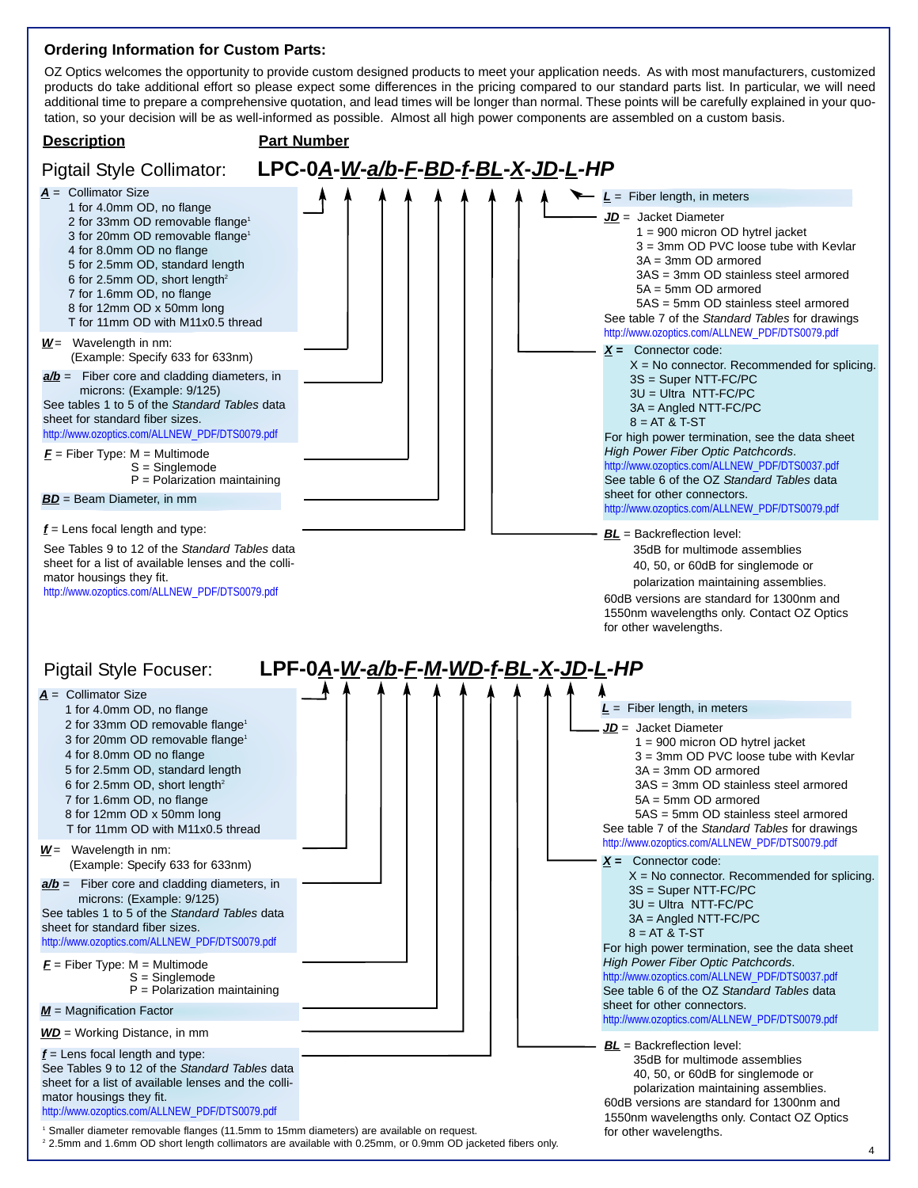## Ordering Information for Custom Parts:

OZ Optics welcomes the opportunity to provide custom designed products to meet your application needs. As with most manufacturers, customized products do take additional effort so please expect some differences in the pricing compared to our standard parts list. In particular, we will need additional time to prepare a comprehensive quotation, and lead times will be longer than normal. These points will be carefully explained in your quotation, so your decision will be as well-informed as possible. Almost all high power components are assembled on a custom basis.

**Description** | **Part Number**

### Pigtail Style Collimator: **LPC-0*A*-*W*-*a/b*-*F*-*BD*-*f*-*BL*-*X*-*JD*-*L*-HP**

***A*** = Collimator Size
- 1 for 4.0mm OD, no flange
- 2 for 33mm OD removable flange[1]
- 3 for 20mm OD removable flange[1]
- 4 for 8.0mm OD no flange
- 5 for 2.5mm OD, standard length
- 6 for 2.5mm OD, short length[2]
- 7 for 1.6mm OD, no flange
- 8 for 12mm OD x 50mm long
- T for 11mm OD with M11x0.5 thread

***W*** = Wavelength in nm: (Example: Specify 633 for 633nm)

***a/b*** = Fiber core and cladding diameters, in microns: (Example: 9/125)
See tables 1 to 5 of the *Standard Tables* data sheet for standard fiber sizes.
http://www.ozoptics.com/ALLNEW_PDF/DTS0079.pdf

***F*** = Fiber Type: M = Multimode
S = Singlemode
P = Polarization maintaining

***BD*** = Beam Diameter, in mm

***f*** = Lens focal length and type:
See Tables 9 to 12 of the *Standard Tables* data sheet for a list of available lenses and the collimator housings they fit.
http://www.ozoptics.com/ALLNEW_PDF/DTS0079.pdf

***L*** = Fiber length, in meters

***JD*** = Jacket Diameter
- 1 = 900 micron OD hytrel jacket
- 3 = 3mm OD PVC loose tube with Kevlar
- 3A = 3mm OD armored
- 3AS = 3mm OD stainless steel armored
- 5A = 5mm OD armored
- 5AS = 5mm OD stainless steel armored

See table 7 of the *Standard Tables* for drawings
http://www.ozoptics.com/ALLNEW_PDF/DTS0079.pdf

***X*** = Connector code:
- X = No connector. Recommended for splicing.
- 3S = Super NTT-FC/PC
- 3U = Ultra NTT-FC/PC
- 3A = Angled NTT-FC/PC
- 8 = AT & T-ST

For high power termination, see the data sheet *High Power Fiber Optic Patchcords*.
http://www.ozoptics.com/ALLNEW_PDF/DTS0037.pdf
See table 6 of the OZ *Standard Tables* data sheet for other connectors.
http://www.ozoptics.com/ALLNEW_PDF/DTS0079.pdf

***BL*** = Backreflection level:
35dB for multimode assemblies
40, 50, or 60dB for singlemode or polarization maintaining assemblies.
60dB versions are standard for 1300nm and 1550nm wavelengths only. Contact OZ Optics for other wavelengths.

### Pigtail Style Focuser: **LPF-0*A*-*W*-*a/b*-*F*-*M*-*WD*-*f*-*BL*-*X*-*JD*-*L*-HP**

***A*** = Collimator Size
- 1 for 4.0mm OD, no flange
- 2 for 33mm OD removable flange[1]
- 3 for 20mm OD removable flange[1]
- 4 for 8.0mm OD no flange
- 5 for 2.5mm OD, standard length
- 6 for 2.5mm OD, short length[2]
- 7 for 1.6mm OD, no flange
- 8 for 12mm OD x 50mm long
- T for 11mm OD with M11x0.5 thread

***W*** = Wavelength in nm: (Example: Specify 633 for 633nm)

***a/b*** = Fiber core and cladding diameters, in microns: (Example: 9/125)
See tables 1 to 5 of the *Standard Tables* data sheet for standard fiber sizes.
http://www.ozoptics.com/ALLNEW_PDF/DTS0079.pdf

***F*** = Fiber Type: M = Multimode
S = Singlemode
P = Polarization maintaining

***M*** = Magnification Factor

***WD*** = Working Distance, in mm

***f*** = Lens focal length and type:
See Tables 9 to 12 of the *Standard Tables* data sheet for a list of available lenses and the collimator housings they fit.
http://www.ozoptics.com/ALLNEW_PDF/DTS0079.pdf

***L*** = Fiber length, in meters

***JD*** = Jacket Diameter
- 1 = 900 micron OD hytrel jacket
- 3 = 3mm OD PVC loose tube with Kevlar
- 3A = 3mm OD armored
- 3AS = 3mm OD stainless steel armored
- 5A = 5mm OD armored
- 5AS = 5mm OD stainless steel armored

See table 7 of the *Standard Tables* for drawings
http://www.ozoptics.com/ALLNEW_PDF/DTS0079.pdf

***X*** = Connector code:
- X = No connector. Recommended for splicing.
- 3S = Super NTT-FC/PC
- 3U = Ultra NTT-FC/PC
- 3A = Angled NTT-FC/PC
- 8 = AT & T-ST

For high power termination, see the data sheet *High Power Fiber Optic Patchcords*.
http://www.ozoptics.com/ALLNEW_PDF/DTS0037.pdf
See table 6 of the OZ *Standard Tables* data sheet for other connectors.
http://www.ozoptics.com/ALLNEW_PDF/DTS0079.pdf

***BL*** = Backreflection level:
35dB for multimode assemblies
40, 50, or 60dB for singlemode or polarization maintaining assemblies.
60dB versions are standard for 1300nm and 1550nm wavelengths only. Contact OZ Optics for other wavelengths.

[1] Smaller diameter removable flanges (11.5mm to 15mm diameters) are available on request.
[2] 2.5mm and 1.6mm OD short length collimators are available with 0.25mm, or 0.9mm OD jacketed fibers only.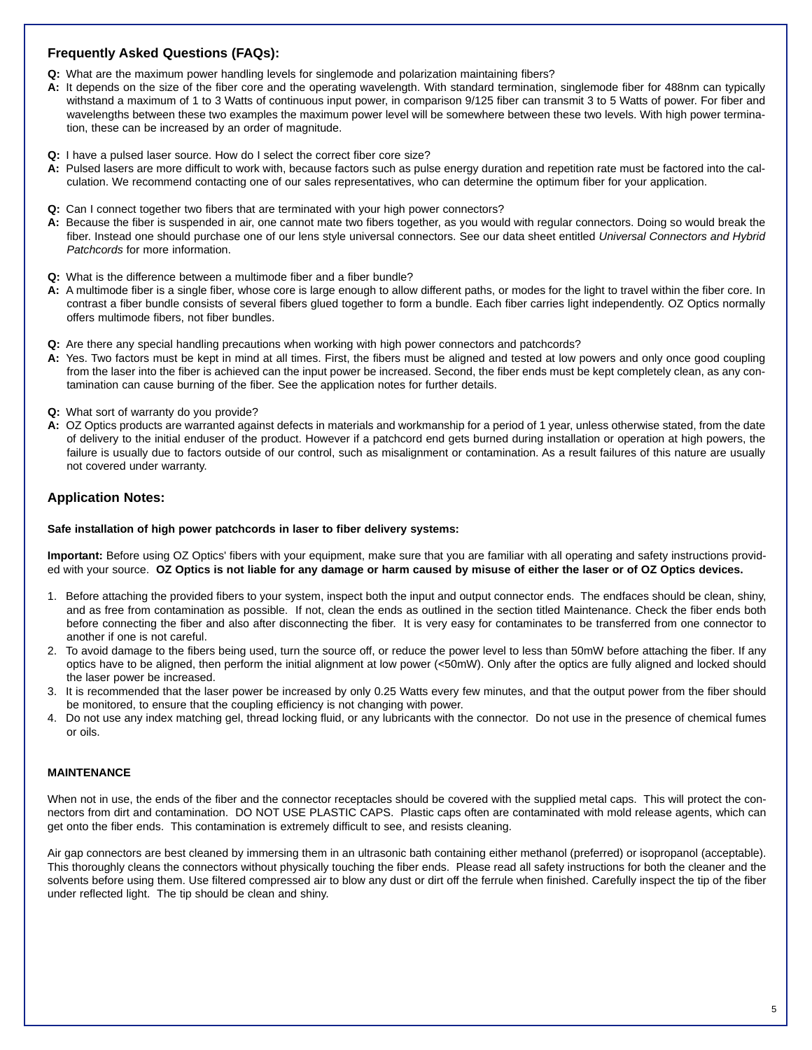## Frequently Asked Questions (FAQs):

**Q:** What are the maximum power handling levels for singlemode and polarization maintaining fibers?

**A:** It depends on the size of the fiber core and the operating wavelength. With standard termination, singlemode fiber for 488nm can typically withstand a maximum of 1 to 3 Watts of continuous input power, in comparison 9/125 fiber can transmit 3 to 5 Watts of power. For fiber and wavelengths between these two examples the maximum power level will be somewhere between these two levels. With high power termination, these can be increased by an order of magnitude.

**Q:** I have a pulsed laser source. How do I select the correct fiber core size?

**A:** Pulsed lasers are more difficult to work with, because factors such as pulse energy duration and repetition rate must be factored into the calculation. We recommend contacting one of our sales representatives, who can determine the optimum fiber for your application.

**Q:** Can I connect together two fibers that are terminated with your high power connectors?

**A:** Because the fiber is suspended in air, one cannot mate two fibers together, as you would with regular connectors. Doing so would break the fiber. Instead one should purchase one of our lens style universal connectors. See our data sheet entitled *Universal Connectors and Hybrid Patchcords* for more information.

**Q:** What is the difference between a multimode fiber and a fiber bundle?

**A:** A multimode fiber is a single fiber, whose core is large enough to allow different paths, or modes for the light to travel within the fiber core. In contrast a fiber bundle consists of several fibers glued together to form a bundle. Each fiber carries light independently. OZ Optics normally offers multimode fibers, not fiber bundles.

**Q:** Are there any special handling precautions when working with high power connectors and patchcords?

**A:** Yes. Two factors must be kept in mind at all times. First, the fibers must be aligned and tested at low powers and only once good coupling from the laser into the fiber is achieved can the input power be increased. Second, the fiber ends must be kept completely clean, as any contamination can cause burning of the fiber. See the application notes for further details.

**Q:** What sort of warranty do you provide?

**A:** OZ Optics products are warranted against defects in materials and workmanship for a period of 1 year, unless otherwise stated, from the date of delivery to the initial enduser of the product. However if a patchcord end gets burned during installation or operation at high powers, the failure is usually due to factors outside of our control, such as misalignment or contamination. As a result failures of this nature are usually not covered under warranty.

## Application Notes:

**Safe installation of high power patchcords in laser to fiber delivery systems:**

**Important:** Before using OZ Optics' fibers with your equipment, make sure that you are familiar with all operating and safety instructions provided with your source. **OZ Optics is not liable for any damage or harm caused by misuse of either the laser or of OZ Optics devices.**

1. Before attaching the provided fibers to your system, inspect both the input and output connector ends. The endfaces should be clean, shiny, and as free from contamination as possible. If not, clean the ends as outlined in the section titled Maintenance. Check the fiber ends both before connecting the fiber and also after disconnecting the fiber. It is very easy for contaminates to be transferred from one connector to another if one is not careful.
2. To avoid damage to the fibers being used, turn the source off, or reduce the power level to less than 50mW before attaching the fiber. If any optics have to be aligned, then perform the initial alignment at low power (<50mW). Only after the optics are fully aligned and locked should the laser power be increased.
3. It is recommended that the laser power be increased by only 0.25 Watts every few minutes, and that the output power from the fiber should be monitored, to ensure that the coupling efficiency is not changing with power.
4. Do not use any index matching gel, thread locking fluid, or any lubricants with the connector. Do not use in the presence of chemical fumes or oils.

**MAINTENANCE**

When not in use, the ends of the fiber and the connector receptacles should be covered with the supplied metal caps. This will protect the connectors from dirt and contamination. DO NOT USE PLASTIC CAPS. Plastic caps often are contaminated with mold release agents, which can get onto the fiber ends. This contamination is extremely difficult to see, and resists cleaning.

Air gap connectors are best cleaned by immersing them in an ultrasonic bath containing either methanol (preferred) or isopropanol (acceptable). This thoroughly cleans the connectors without physically touching the fiber ends. Please read all safety instructions for both the cleaner and the solvents before using them. Use filtered compressed air to blow any dust or dirt off the ferrule when finished. Carefully inspect the tip of the fiber under reflected light. The tip should be clean and shiny.